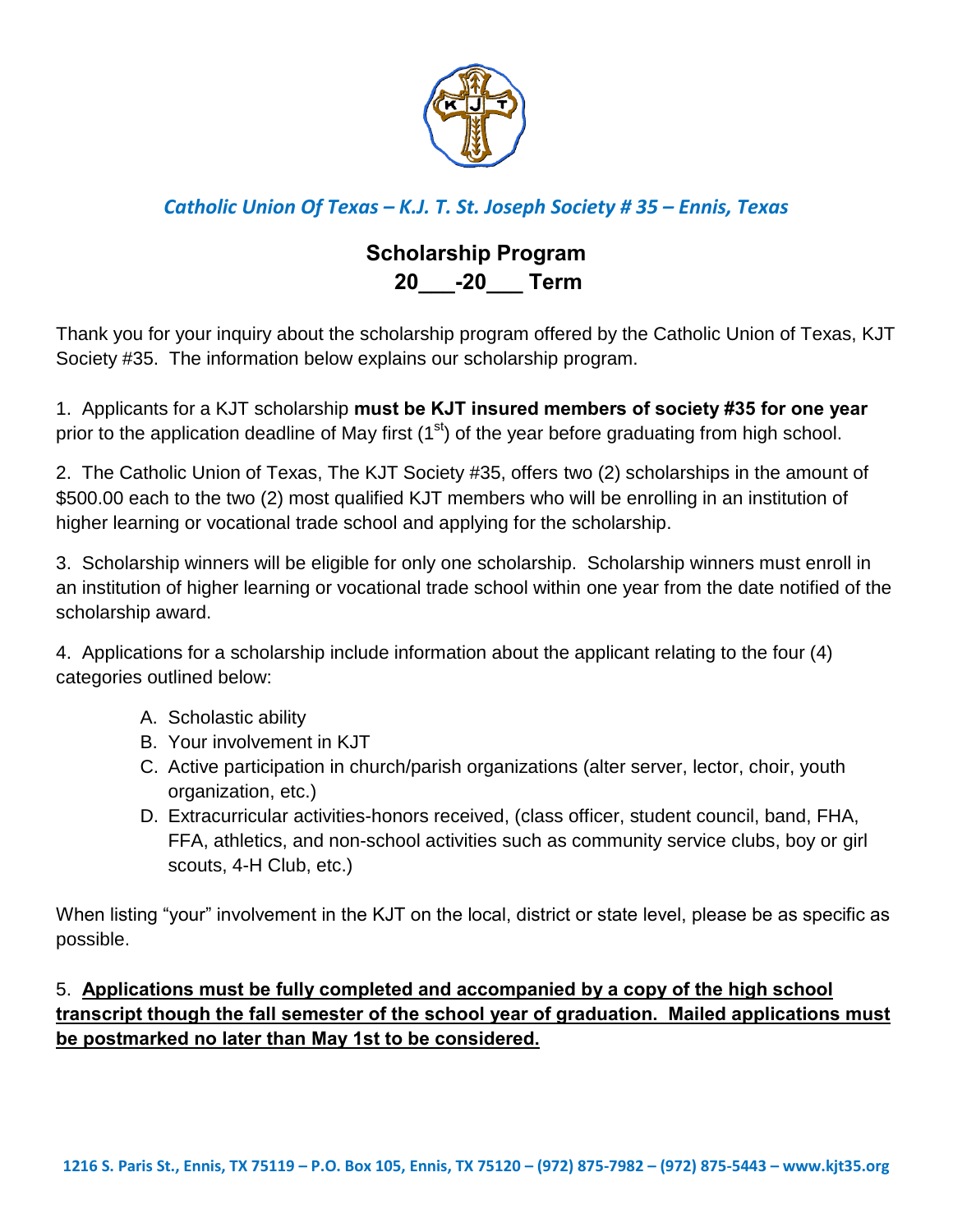*Catholic Union Of Texas – K.J. T. St. Joseph Society # 35 – Ennis, Texas*

# Scholarship Program
# 20\_\_\_-20\_\_\_ Term

Thank you for your inquiry about the scholarship program offered by the Catholic Union of Texas, KJT Society #35. The information below explains our scholarship program.

1. Applicants for a KJT scholarship **must be KJT insured members of society #35 for one year** prior to the application deadline of May first (1st) of the year before graduating from high school.

2. The Catholic Union of Texas, The KJT Society #35, offers two (2) scholarships in the amount of $500.00 each to the two (2) most qualified KJT members who will be enrolling in an institution of higher learning or vocational trade school and applying for the scholarship.

3. Scholarship winners will be eligible for only one scholarship. Scholarship winners must enroll in an institution of higher learning or vocational trade school within one year from the date notified of the scholarship award.

4. Applications for a scholarship include information about the applicant relating to the four (4) categories outlined below:

   A. Scholastic ability
   B. Your involvement in KJT
   C. Active participation in church/parish organizations (alter server, lector, choir, youth organization, etc.)
   D. Extracurricular activities-honors received, (class officer, student council, band, FHA, FFA, athletics, and non-school activities such as community service clubs, boy or girl scouts, 4-H Club, etc.)

When listing "your" involvement in the KJT on the local, district or state level, please be as specific as possible.

5. **<u>Applications must be fully completed and accompanied by a copy of the high school transcript though the fall semester of the school year of graduation. Mailed applications must be postmarked no later than May 1st to be considered.</u>**

**1216 S. Paris St., Ennis, TX 75119 – P.O. Box 105, Ennis, TX 75120 – (972) 875-7982 – (972) 875-5443 – www.kjt35.org**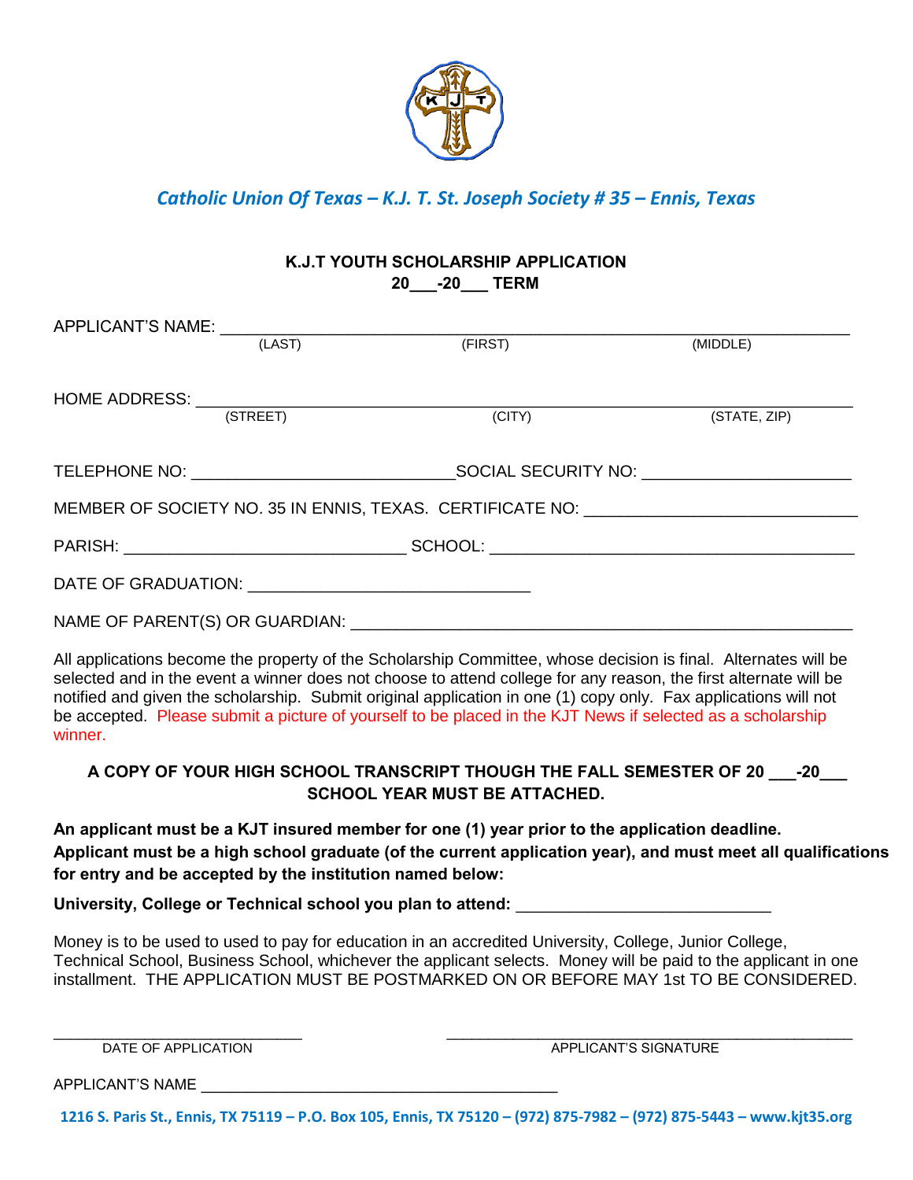*Catholic Union Of Texas – K.J. T. St. Joseph Society # 35 – Ennis, Texas*

**K.J.T YOUTH SCHOLARSHIP APPLICATION**
**20___-20___ TERM**

APPLICANT'S NAME: ____________________________________________
(LAST) (FIRST) (MIDDLE)

HOME ADDRESS: ____________________________________________
(STREET) (CITY) (STATE, ZIP)

TELEPHONE NO: ___________________________ SOCIAL SECURITY NO: ______________________

MEMBER OF SOCIETY NO. 35 IN ENNIS, TEXAS. CERTIFICATE NO: ____________________________

PARISH: ______________________________ SCHOOL: ______________________________________

DATE OF GRADUATION: ______________________________

NAME OF PARENT(S) OR GUARDIAN: ______________________________________________________

All applications become the property of the Scholarship Committee, whose decision is final. Alternates will be selected and in the event a winner does not choose to attend college for any reason, the first alternate will be notified and given the scholarship. Submit original application in one (1) copy only. Fax applications will not be accepted. Please submit a picture of yourself to be placed in the KJT News if selected as a scholarship winner.

**A COPY OF YOUR HIGH SCHOOL TRANSCRIPT THOUGH THE FALL SEMESTER OF 20 ___-20___ SCHOOL YEAR MUST BE ATTACHED.**

**An applicant must be a KJT insured member for one (1) year prior to the application deadline. Applicant must be a high school graduate (of the current application year), and must meet all qualifications for entry and be accepted by the institution named below:**

**University, College or Technical school you plan to attend:** ___________________________

Money is to be used to used to pay for education in an accredited University, College, Junior College, Technical School, Business School, whichever the applicant selects. Money will be paid to the applicant in one installment. THE APPLICATION MUST BE POSTMARKED ON OR BEFORE MAY 1st TO BE CONSIDERED.

____________________________ ____________________________________________
DATE OF APPLICATION APPLICANT'S SIGNATURE

APPLICANT'S NAME ________________________________________

**1216 S. Paris St., Ennis, TX 75119 – P.O. Box 105, Ennis, TX 75120 – (972) 875-7982 – (972) 875-5443 – www.kjt35.org**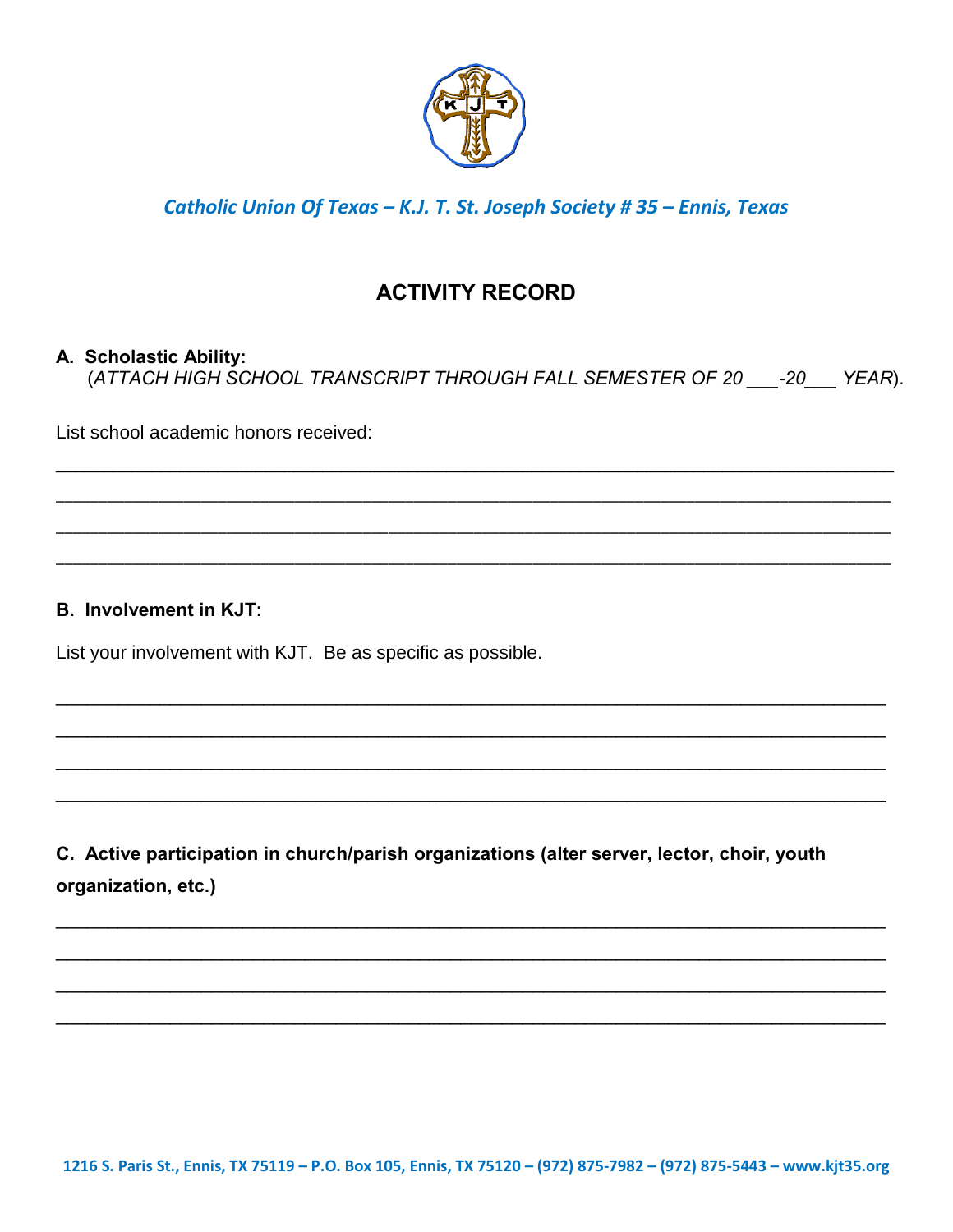*Catholic Union Of Texas – K.J. T. St. Joseph Society # 35 – Ennis, Texas*

# ACTIVITY RECORD

**A. Scholastic Ability:**

(*ATTACH HIGH SCHOOL TRANSCRIPT THROUGH FALL SEMESTER OF 20 ___-20___ YEAR*).

List school academic honors received:

_______________________________________________________________________________

_______________________________________________________________________________

_______________________________________________________________________________

_______________________________________________________________________________

**B. Involvement in KJT:**

List your involvement with KJT. Be as specific as possible.

_______________________________________________________________________________

_______________________________________________________________________________

_______________________________________________________________________________

_______________________________________________________________________________

**C. Active participation in church/parish organizations (alter server, lector, choir, youth organization, etc.)**

_______________________________________________________________________________

_______________________________________________________________________________

_______________________________________________________________________________

_______________________________________________________________________________

1216 S. Paris St., Ennis, TX 75119 – P.O. Box 105, Ennis, TX 75120 – (972) 875-7982 – (972) 875-5443 – www.kjt35.org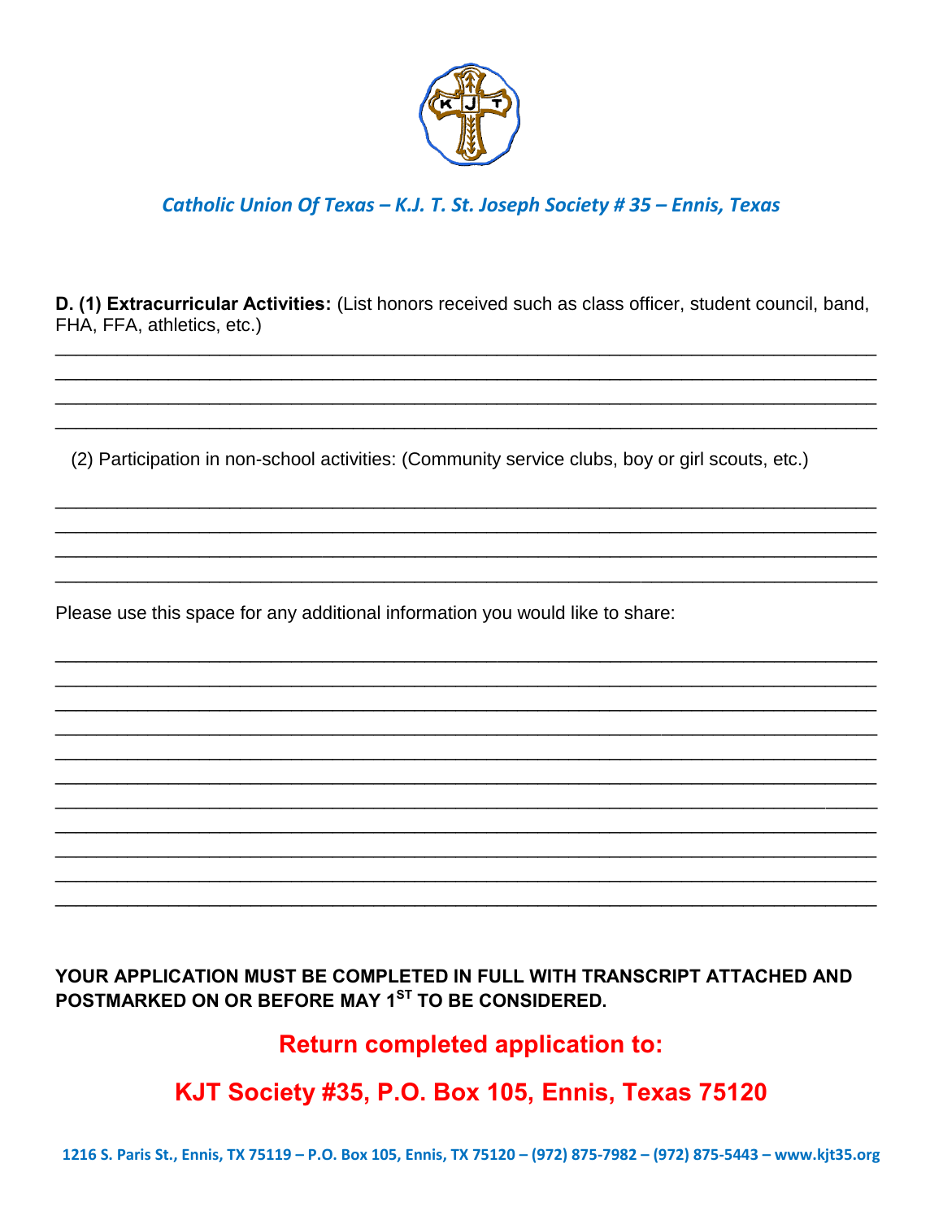*Catholic Union Of Texas – K.J. T. St. Joseph Society # 35 – Ennis, Texas*

**D. (1) Extracurricular Activities:** (List honors received such as class officer, student council, band, FHA, FFA, athletics, etc.)

\_\_\_\_\_\_\_\_\_\_\_\_\_\_\_\_\_\_\_\_\_\_\_\_\_\_\_\_\_\_\_\_\_\_\_\_\_\_\_\_\_\_\_\_\_\_\_\_\_\_\_\_\_\_\_\_\_\_\_\_\_\_\_\_\_\_\_\_\_\_\_\_

\_\_\_\_\_\_\_\_\_\_\_\_\_\_\_\_\_\_\_\_\_\_\_\_\_\_\_\_\_\_\_\_\_\_\_\_\_\_\_\_\_\_\_\_\_\_\_\_\_\_\_\_\_\_\_\_\_\_\_\_\_\_\_\_\_\_\_\_\_\_\_\_

\_\_\_\_\_\_\_\_\_\_\_\_\_\_\_\_\_\_\_\_\_\_\_\_\_\_\_\_\_\_\_\_\_\_\_\_\_\_\_\_\_\_\_\_\_\_\_\_\_\_\_\_\_\_\_\_\_\_\_\_\_\_\_\_\_\_\_\_\_\_\_\_

\_\_\_\_\_\_\_\_\_\_\_\_\_\_\_\_\_\_\_\_\_\_\_\_\_\_\_\_\_\_\_\_\_\_\_\_\_\_\_\_\_\_\_\_\_\_\_\_\_\_\_\_\_\_\_\_\_\_\_\_\_\_\_\_\_\_\_\_\_\_\_\_

(2) Participation in non-school activities: (Community service clubs, boy or girl scouts, etc.)

\_\_\_\_\_\_\_\_\_\_\_\_\_\_\_\_\_\_\_\_\_\_\_\_\_\_\_\_\_\_\_\_\_\_\_\_\_\_\_\_\_\_\_\_\_\_\_\_\_\_\_\_\_\_\_\_\_\_\_\_\_\_\_\_\_\_\_\_\_\_\_\_

\_\_\_\_\_\_\_\_\_\_\_\_\_\_\_\_\_\_\_\_\_\_\_\_\_\_\_\_\_\_\_\_\_\_\_\_\_\_\_\_\_\_\_\_\_\_\_\_\_\_\_\_\_\_\_\_\_\_\_\_\_\_\_\_\_\_\_\_\_\_\_\_

\_\_\_\_\_\_\_\_\_\_\_\_\_\_\_\_\_\_\_\_\_\_\_\_\_\_\_\_\_\_\_\_\_\_\_\_\_\_\_\_\_\_\_\_\_\_\_\_\_\_\_\_\_\_\_\_\_\_\_\_\_\_\_\_\_\_\_\_\_\_\_\_

\_\_\_\_\_\_\_\_\_\_\_\_\_\_\_\_\_\_\_\_\_\_\_\_\_\_\_\_\_\_\_\_\_\_\_\_\_\_\_\_\_\_\_\_\_\_\_\_\_\_\_\_\_\_\_\_\_\_\_\_\_\_\_\_\_\_\_\_\_\_\_\_

Please use this space for any additional information you would like to share:

\_\_\_\_\_\_\_\_\_\_\_\_\_\_\_\_\_\_\_\_\_\_\_\_\_\_\_\_\_\_\_\_\_\_\_\_\_\_\_\_\_\_\_\_\_\_\_\_\_\_\_\_\_\_\_\_\_\_\_\_\_\_\_\_\_\_\_\_\_\_\_\_

\_\_\_\_\_\_\_\_\_\_\_\_\_\_\_\_\_\_\_\_\_\_\_\_\_\_\_\_\_\_\_\_\_\_\_\_\_\_\_\_\_\_\_\_\_\_\_\_\_\_\_\_\_\_\_\_\_\_\_\_\_\_\_\_\_\_\_\_\_\_\_\_

\_\_\_\_\_\_\_\_\_\_\_\_\_\_\_\_\_\_\_\_\_\_\_\_\_\_\_\_\_\_\_\_\_\_\_\_\_\_\_\_\_\_\_\_\_\_\_\_\_\_\_\_\_\_\_\_\_\_\_\_\_\_\_\_\_\_\_\_\_\_\_\_

\_\_\_\_\_\_\_\_\_\_\_\_\_\_\_\_\_\_\_\_\_\_\_\_\_\_\_\_\_\_\_\_\_\_\_\_\_\_\_\_\_\_\_\_\_\_\_\_\_\_\_\_\_\_\_\_\_\_\_\_\_\_\_\_\_\_\_\_\_\_\_\_

\_\_\_\_\_\_\_\_\_\_\_\_\_\_\_\_\_\_\_\_\_\_\_\_\_\_\_\_\_\_\_\_\_\_\_\_\_\_\_\_\_\_\_\_\_\_\_\_\_\_\_\_\_\_\_\_\_\_\_\_\_\_\_\_\_\_\_\_\_\_\_\_

\_\_\_\_\_\_\_\_\_\_\_\_\_\_\_\_\_\_\_\_\_\_\_\_\_\_\_\_\_\_\_\_\_\_\_\_\_\_\_\_\_\_\_\_\_\_\_\_\_\_\_\_\_\_\_\_\_\_\_\_\_\_\_\_\_\_\_\_\_\_\_\_

\_\_\_\_\_\_\_\_\_\_\_\_\_\_\_\_\_\_\_\_\_\_\_\_\_\_\_\_\_\_\_\_\_\_\_\_\_\_\_\_\_\_\_\_\_\_\_\_\_\_\_\_\_\_\_\_\_\_\_\_\_\_\_\_\_\_\_\_\_\_\_\_

\_\_\_\_\_\_\_\_\_\_\_\_\_\_\_\_\_\_\_\_\_\_\_\_\_\_\_\_\_\_\_\_\_\_\_\_\_\_\_\_\_\_\_\_\_\_\_\_\_\_\_\_\_\_\_\_\_\_\_\_\_\_\_\_\_\_\_\_\_\_\_\_

\_\_\_\_\_\_\_\_\_\_\_\_\_\_\_\_\_\_\_\_\_\_\_\_\_\_\_\_\_\_\_\_\_\_\_\_\_\_\_\_\_\_\_\_\_\_\_\_\_\_\_\_\_\_\_\_\_\_\_\_\_\_\_\_\_\_\_\_\_\_\_\_

\_\_\_\_\_\_\_\_\_\_\_\_\_\_\_\_\_\_\_\_\_\_\_\_\_\_\_\_\_\_\_\_\_\_\_\_\_\_\_\_\_\_\_\_\_\_\_\_\_\_\_\_\_\_\_\_\_\_\_\_\_\_\_\_\_\_\_\_\_\_\_\_

\_\_\_\_\_\_\_\_\_\_\_\_\_\_\_\_\_\_\_\_\_\_\_\_\_\_\_\_\_\_\_\_\_\_\_\_\_\_\_\_\_\_\_\_\_\_\_\_\_\_\_\_\_\_\_\_\_\_\_\_\_\_\_\_\_\_\_\_\_\_\_\_

**YOUR APPLICATION MUST BE COMPLETED IN FULL WITH TRANSCRIPT ATTACHED AND POSTMARKED ON OR BEFORE MAY 1ST TO BE CONSIDERED.**

## Return completed application to:

## KJT Society #35, P.O. Box 105, Ennis, Texas 75120

**1216 S. Paris St., Ennis, TX 75119 – P.O. Box 105, Ennis, TX 75120 – (972) 875-7982 – (972) 875-5443 – www.kjt35.org**